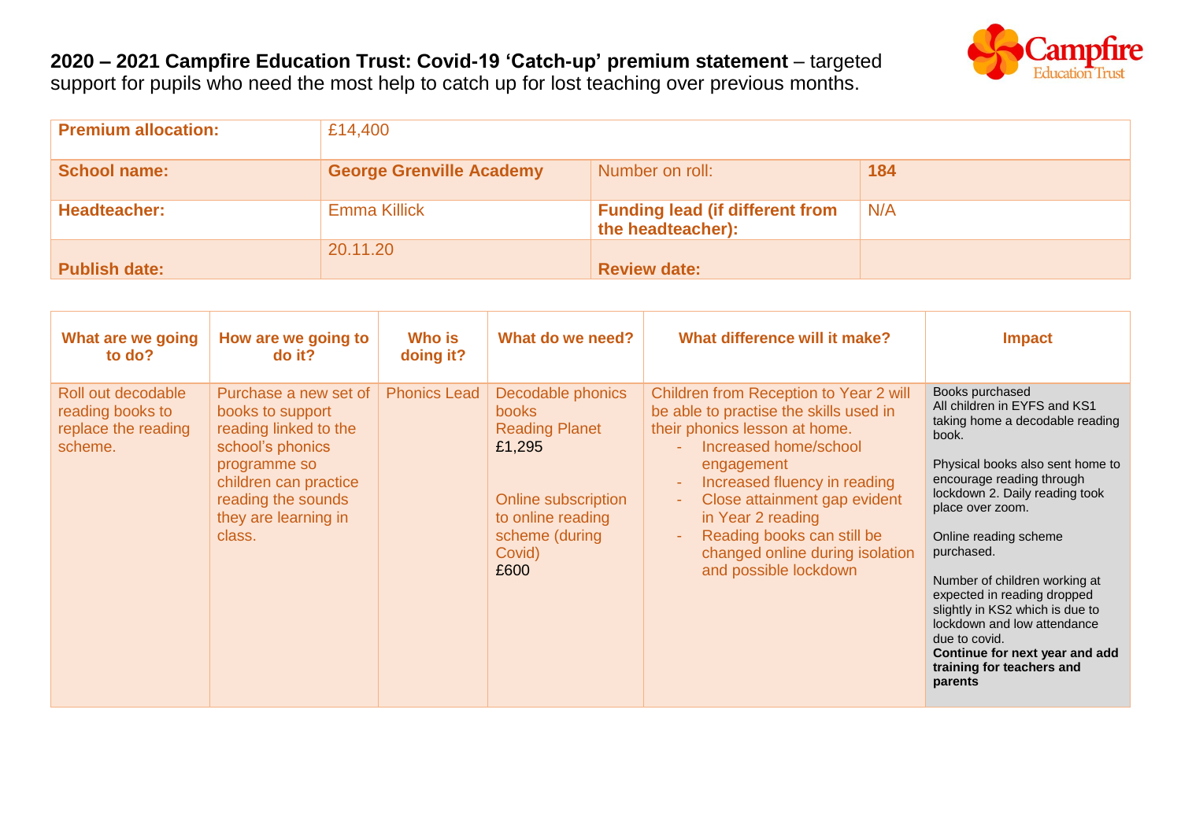**2020 – 2021 Campfire Education Trust: Covid-19 'Catch-up' premium statement** – targeted support for pupils who need the most help to catch up for lost teaching over previous months.

| **Premium allocation:** | £14,400 | | |
|---|---|---|---|
| **School name:** | **George Grenville Academy** | Number on roll: | **184** |
| **Headteacher:** | Emma Killick | **Funding lead (if different from the headteacher):** | N/A |
| **Publish date:** | 20.11.20 | **Review date:** | |

| What are we going to do? | How are we going to do it? | Who is doing it? | What do we need? | What difference will it make? | Impact |
|---|---|---|---|---|---|
| Roll out decodable reading books to replace the reading scheme. | Purchase a new set of books to support reading linked to the school's phonics programme so children can practice reading the sounds they are learning in class. | Phonics Lead | Decodable phonics books<br>Reading Planet<br>£1,295<br><br>Online subscription to online reading scheme (during Covid)<br>£600 | Children from Reception to Year 2 will be able to practise the skills used in their phonics lesson at home.<br>- Increased home/school engagement<br>- Increased fluency in reading<br>- Close attainment gap evident in Year 2 reading<br>- Reading books can still be changed online during isolation and possible lockdown | Books purchased<br>All children in EYFS and KS1 taking home a decodable reading book.<br><br>Physical books also sent home to encourage reading through lockdown 2. Daily reading took place over zoom.<br><br>Online reading scheme purchased.<br><br>Number of children working at expected in reading dropped slightly in KS2 which is due to lockdown and low attendance due to covid.<br>**Continue for next year and add training for teachers and parents** |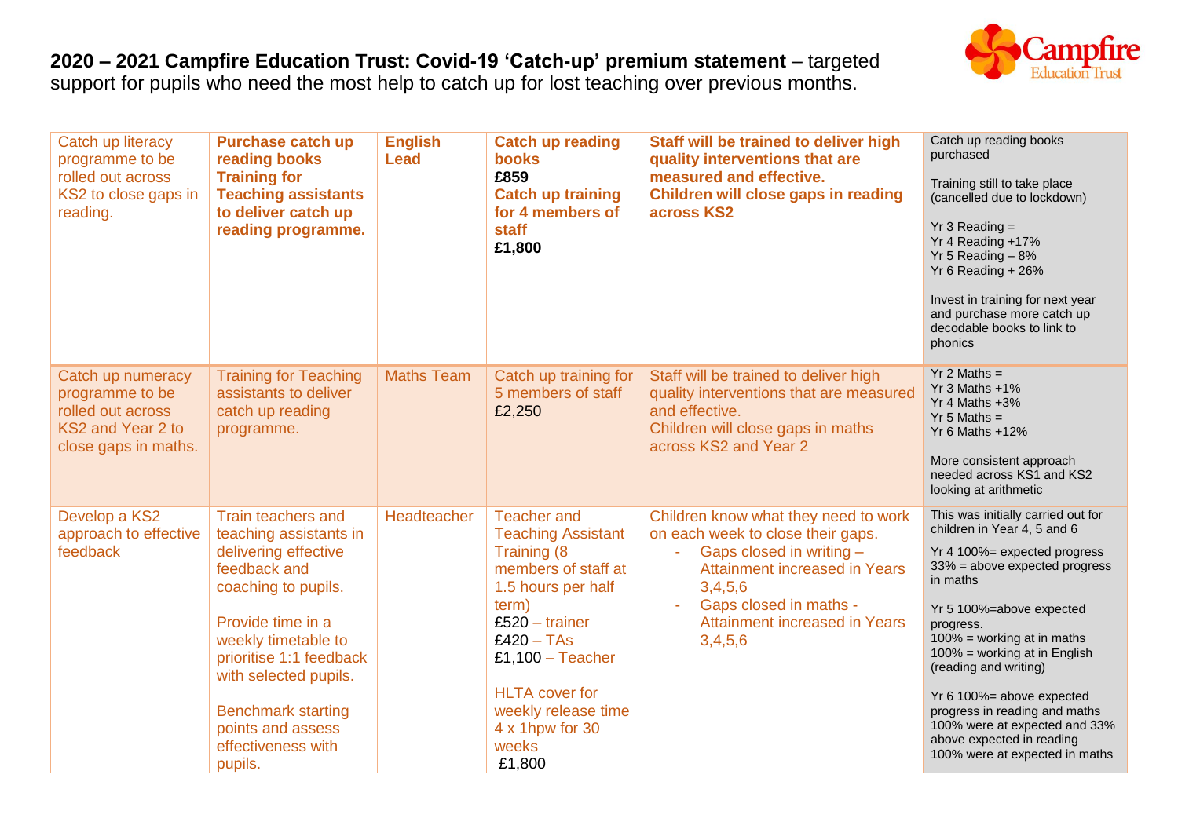**2020 – 2021 Campfire Education Trust: Covid-19 'Catch-up' premium statement** – targeted support for pupils who need the most help to catch up for lost teaching over previous months.

| | | | | | |
|---|---|---|---|---|---|
| Catch up literacy programme to be rolled out across KS2 to close gaps in reading. | **Purchase catch up reading books**<br>**Training for Teaching assistants to deliver catch up reading programme.** | **English Lead** | **Catch up reading books**<br>**£859**<br>**Catch up training for 4 members of staff**<br>**£1,800** | **Staff will be trained to deliver high quality interventions that are measured and effective.**<br>**Children will close gaps in reading across KS2** | Catch up reading books purchased<br><br>Training still to take place (cancelled due to lockdown)<br><br>Yr 3 Reading =<br>Yr 4 Reading +17%<br>Yr 5 Reading – 8%<br>Yr 6 Reading + 26%<br><br>Invest in training for next year and purchase more catch up decodable books to link to phonics |
| Catch up numeracy programme to be rolled out across KS2 and Year 2 to close gaps in maths. | Training for Teaching assistants to deliver catch up reading programme. | Maths Team | Catch up training for 5 members of staff<br>£2,250 | Staff will be trained to deliver high quality interventions that are measured and effective.<br>Children will close gaps in maths across KS2 and Year 2 | Yr 2 Maths =<br>Yr 3 Maths +1%<br>Yr 4 Maths +3%<br>Yr 5 Maths =<br>Yr 6 Maths +12%<br><br>More consistent approach needed across KS1 and KS2 looking at arithmetic |
| Develop a KS2 approach to effective feedback | Train teachers and teaching assistants in delivering effective feedback and coaching to pupils.<br><br>Provide time in a weekly timetable to prioritise 1:1 feedback with selected pupils.<br><br>Benchmark starting points and assess effectiveness with pupils. | Headteacher | Teacher and Teaching Assistant Training (8 members of staff at 1.5 hours per half term)<br>£520 – trainer<br>£420 – TAs<br>£1,100 – Teacher<br><br>HLTA cover for weekly release time 4 x 1hpw for 30 weeks<br>£1,800 | Children know what they need to work on each week to close their gaps.<br>- Gaps closed in writing – Attainment increased in Years 3,4,5,6<br>- Gaps closed in maths - Attainment increased in Years 3,4,5,6 | This was initially carried out for children in Year 4, 5 and 6<br><br>Yr 4 100%= expected progress 33% = above expected progress in maths<br><br>Yr 5 100%=above expected progress.<br>100% = working at in maths<br>100% = working at in English (reading and writing)<br><br>Yr 6 100%= above expected progress in reading and maths<br>100% were at expected and 33% above expected in reading<br>100% were at expected in maths |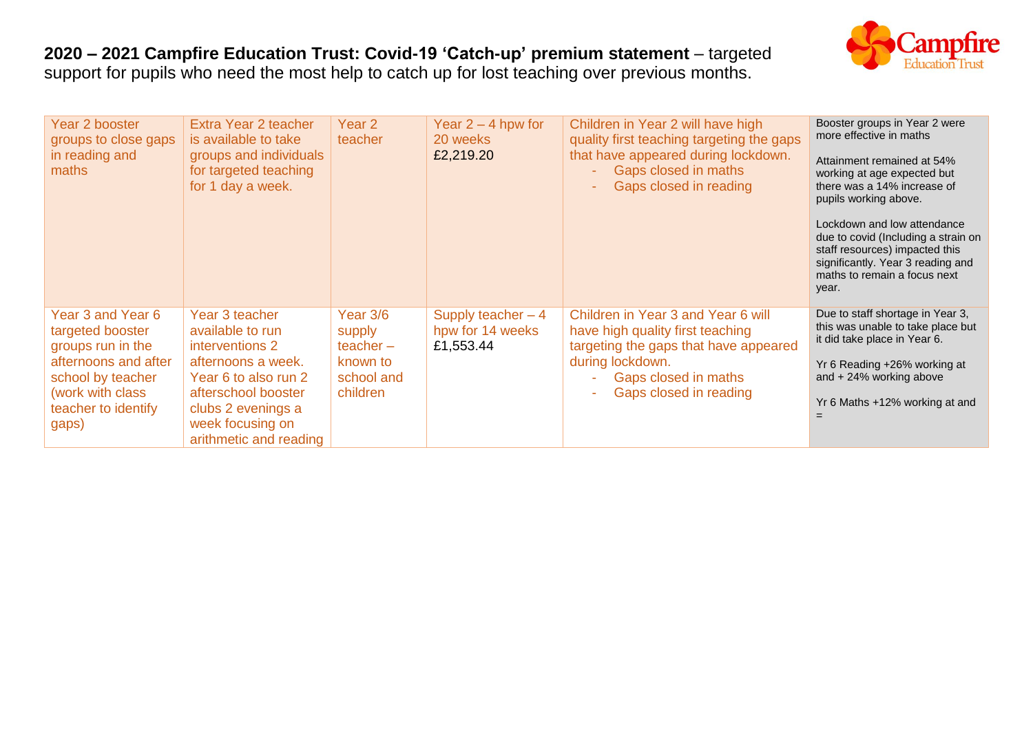**2020 – 2021 Campfire Education Trust: Covid-19 'Catch-up' premium statement** – targeted support for pupils who need the most help to catch up for lost teaching over previous months.

| | | | | | |
|---|---|---|---|---|---|
| Year 2 booster groups to close gaps in reading and maths | Extra Year 2 teacher is available to take groups and individuals for targeted teaching for 1 day a week. | Year 2 teacher | Year 2 – 4 hpw for 20 weeks £2,219.20 | Children in Year 2 will have high quality first teaching targeting the gaps that have appeared during lockdown.<br>- Gaps closed in maths<br>- Gaps closed in reading | Booster groups in Year 2 were more effective in maths<br><br>Attainment remained at 54% working at age expected but there was a 14% increase of pupils working above.<br><br>Lockdown and low attendance due to covid (Including a strain on staff resources) impacted this significantly. Year 3 reading and maths to remain a focus next year. |
| Year 3 and Year 6 targeted booster groups run in the afternoons and after school by teacher (work with class teacher to identify gaps) | Year 3 teacher available to run interventions 2 afternoons a week. Year 6 to also run 2 afterschool booster clubs 2 evenings a week focusing on arithmetic and reading | Year 3/6 supply teacher – known to school and children | Supply teacher – 4 hpw for 14 weeks £1,553.44 | Children in Year 3 and Year 6 will have high quality first teaching targeting the gaps that have appeared during lockdown.<br>- Gaps closed in maths<br>- Gaps closed in reading | Due to staff shortage in Year 3, this was unable to take place but it did take place in Year 6.<br><br>Yr 6 Reading +26% working at and + 24% working above<br><br>Yr 6 Maths +12% working at and = |